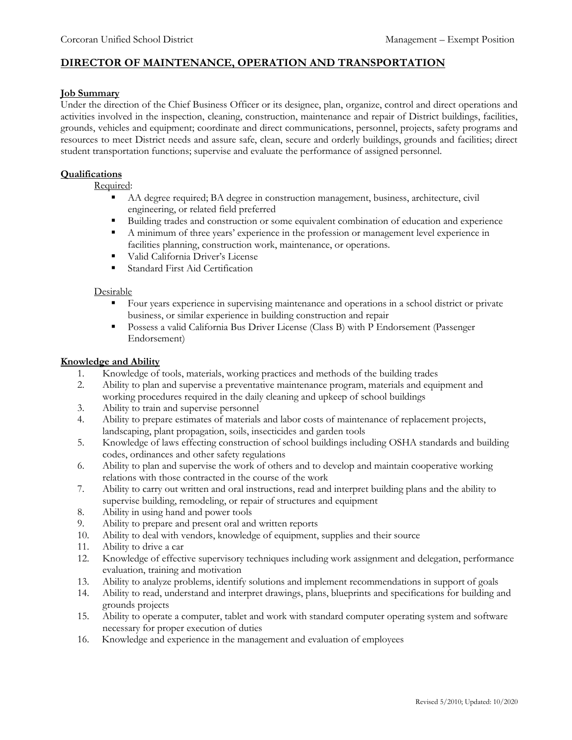Corcoran Unified School District — Management – Exempt Position

# DIRECTOR OF MAINTENANCE, OPERATION AND TRANSPORTATION

## Job Summary

Under the direction of the Chief Business Officer or its designee, plan, organize, control and direct operations and activities involved in the inspection, cleaning, construction, maintenance and repair of District buildings, facilities, grounds, vehicles and equipment; coordinate and direct communications, personnel, projects, safety programs and resources to meet District needs and assure safe, clean, secure and orderly buildings, grounds and facilities; direct student transportation functions; supervise and evaluate the performance of assigned personnel.

## Qualifications

Required:

- AA degree required; BA degree in construction management, business, architecture, civil engineering, or related field preferred
- Building trades and construction or some equivalent combination of education and experience
- A minimum of three years' experience in the profession or management level experience in facilities planning, construction work, maintenance, or operations.
- Valid California Driver's License
- Standard First Aid Certification

Desirable

- Four years experience in supervising maintenance and operations in a school district or private business, or similar experience in building construction and repair
- Possess a valid California Bus Driver License (Class B) with P Endorsement (Passenger Endorsement)

## Knowledge and Ability

1. Knowledge of tools, materials, working practices and methods of the building trades
2. Ability to plan and supervise a preventative maintenance program, materials and equipment and working procedures required in the daily cleaning and upkeep of school buildings
3. Ability to train and supervise personnel
4. Ability to prepare estimates of materials and labor costs of maintenance of replacement projects, landscaping, plant propagation, soils, insecticides and garden tools
5. Knowledge of laws effecting construction of school buildings including OSHA standards and building codes, ordinances and other safety regulations
6. Ability to plan and supervise the work of others and to develop and maintain cooperative working relations with those contracted in the course of the work
7. Ability to carry out written and oral instructions, read and interpret building plans and the ability to supervise building, remodeling, or repair of structures and equipment
8. Ability in using hand and power tools
9. Ability to prepare and present oral and written reports
10. Ability to deal with vendors, knowledge of equipment, supplies and their source
11. Ability to drive a car
12. Knowledge of effective supervisory techniques including work assignment and delegation, performance evaluation, training and motivation
13. Ability to analyze problems, identify solutions and implement recommendations in support of goals
14. Ability to read, understand and interpret drawings, plans, blueprints and specifications for building and grounds projects
15. Ability to operate a computer, tablet and work with standard computer operating system and software necessary for proper execution of duties
16. Knowledge and experience in the management and evaluation of employees

Revised 5/2010; Updated: 10/2020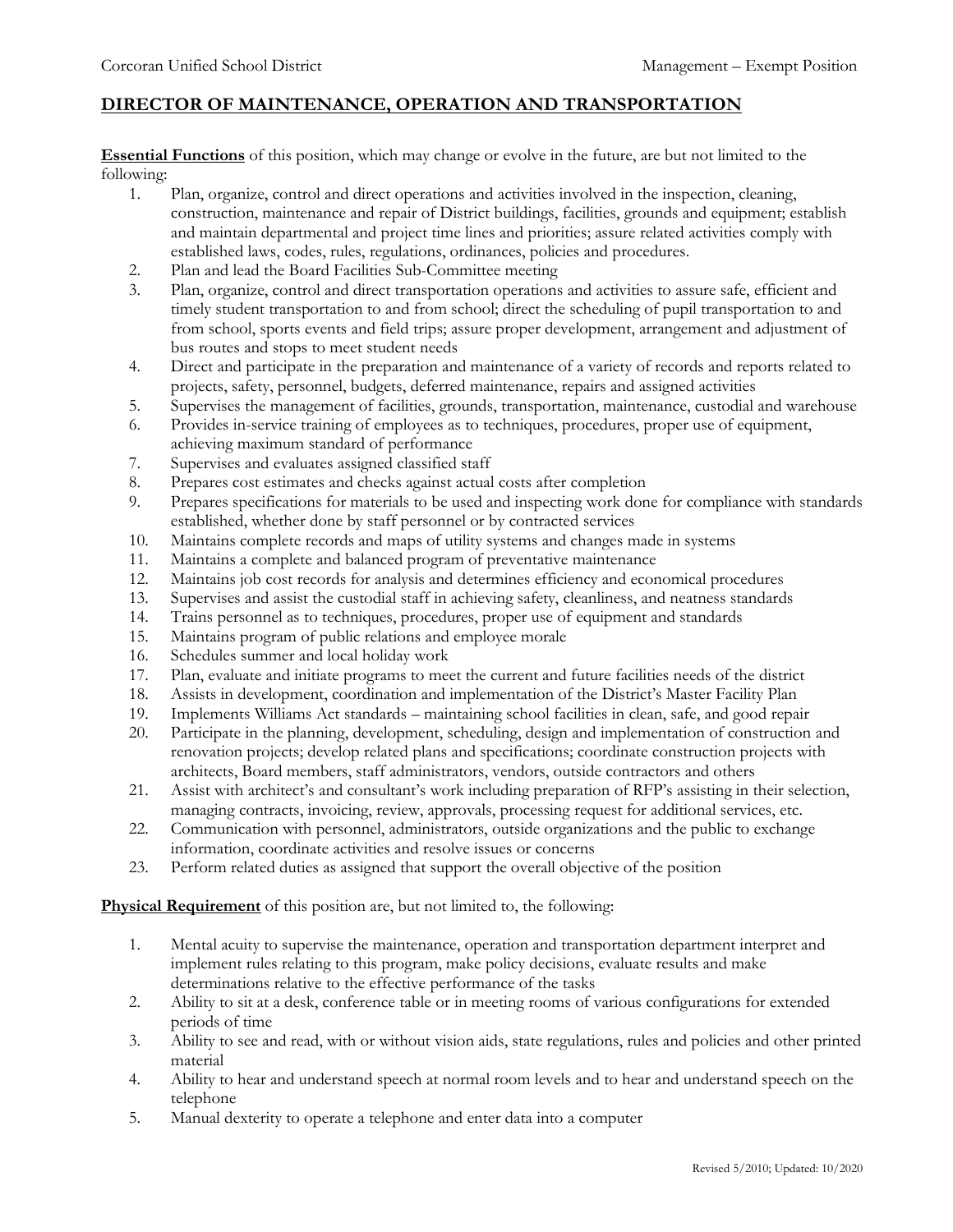## DIRECTOR OF MAINTENANCE, OPERATION AND TRANSPORTATION

**Essential Functions** of this position, which may change or evolve in the future, are but not limited to the following:

1. Plan, organize, control and direct operations and activities involved in the inspection, cleaning, construction, maintenance and repair of District buildings, facilities, grounds and equipment; establish and maintain departmental and project time lines and priorities; assure related activities comply with established laws, codes, rules, regulations, ordinances, policies and procedures.
2. Plan and lead the Board Facilities Sub-Committee meeting
3. Plan, organize, control and direct transportation operations and activities to assure safe, efficient and timely student transportation to and from school; direct the scheduling of pupil transportation to and from school, sports events and field trips; assure proper development, arrangement and adjustment of bus routes and stops to meet student needs
4. Direct and participate in the preparation and maintenance of a variety of records and reports related to projects, safety, personnel, budgets, deferred maintenance, repairs and assigned activities
5. Supervises the management of facilities, grounds, transportation, maintenance, custodial and warehouse
6. Provides in-service training of employees as to techniques, procedures, proper use of equipment, achieving maximum standard of performance
7. Supervises and evaluates assigned classified staff
8. Prepares cost estimates and checks against actual costs after completion
9. Prepares specifications for materials to be used and inspecting work done for compliance with standards established, whether done by staff personnel or by contracted services
10. Maintains complete records and maps of utility systems and changes made in systems
11. Maintains a complete and balanced program of preventative maintenance
12. Maintains job cost records for analysis and determines efficiency and economical procedures
13. Supervises and assist the custodial staff in achieving safety, cleanliness, and neatness standards
14. Trains personnel as to techniques, procedures, proper use of equipment and standards
15. Maintains program of public relations and employee morale
16. Schedules summer and local holiday work
17. Plan, evaluate and initiate programs to meet the current and future facilities needs of the district
18. Assists in development, coordination and implementation of the District's Master Facility Plan
19. Implements Williams Act standards – maintaining school facilities in clean, safe, and good repair
20. Participate in the planning, development, scheduling, design and implementation of construction and renovation projects; develop related plans and specifications; coordinate construction projects with architects, Board members, staff administrators, vendors, outside contractors and others
21. Assist with architect's and consultant's work including preparation of RFP's assisting in their selection, managing contracts, invoicing, review, approvals, processing request for additional services, etc.
22. Communication with personnel, administrators, outside organizations and the public to exchange information, coordinate activities and resolve issues or concerns
23. Perform related duties as assigned that support the overall objective of the position

**Physical Requirement** of this position are, but not limited to, the following:

1. Mental acuity to supervise the maintenance, operation and transportation department interpret and implement rules relating to this program, make policy decisions, evaluate results and make determinations relative to the effective performance of the tasks
2. Ability to sit at a desk, conference table or in meeting rooms of various configurations for extended periods of time
3. Ability to see and read, with or without vision aids, state regulations, rules and policies and other printed material
4. Ability to hear and understand speech at normal room levels and to hear and understand speech on the telephone
5. Manual dexterity to operate a telephone and enter data into a computer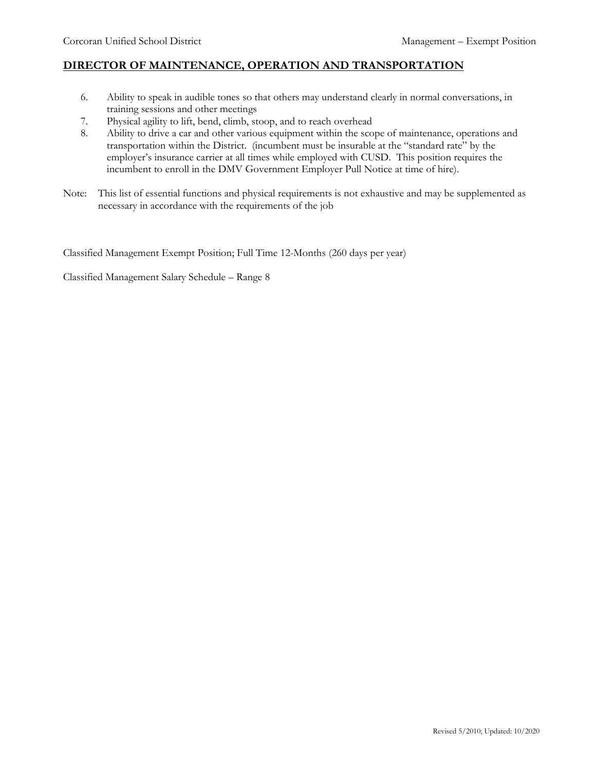## DIRECTOR OF MAINTENANCE, OPERATION AND TRANSPORTATION

6. Ability to speak in audible tones so that others may understand clearly in normal conversations, in training sessions and other meetings
7. Physical agility to lift, bend, climb, stoop, and to reach overhead
8. Ability to drive a car and other various equipment within the scope of maintenance, operations and transportation within the District. (incumbent must be insurable at the "standard rate" by the employer's insurance carrier at all times while employed with CUSD. This position requires the incumbent to enroll in the DMV Government Employer Pull Notice at time of hire).

Note: This list of essential functions and physical requirements is not exhaustive and may be supplemented as necessary in accordance with the requirements of the job

Classified Management Exempt Position; Full Time 12-Months (260 days per year)

Classified Management Salary Schedule – Range 8

Revised 5/2010; Updated: 10/2020